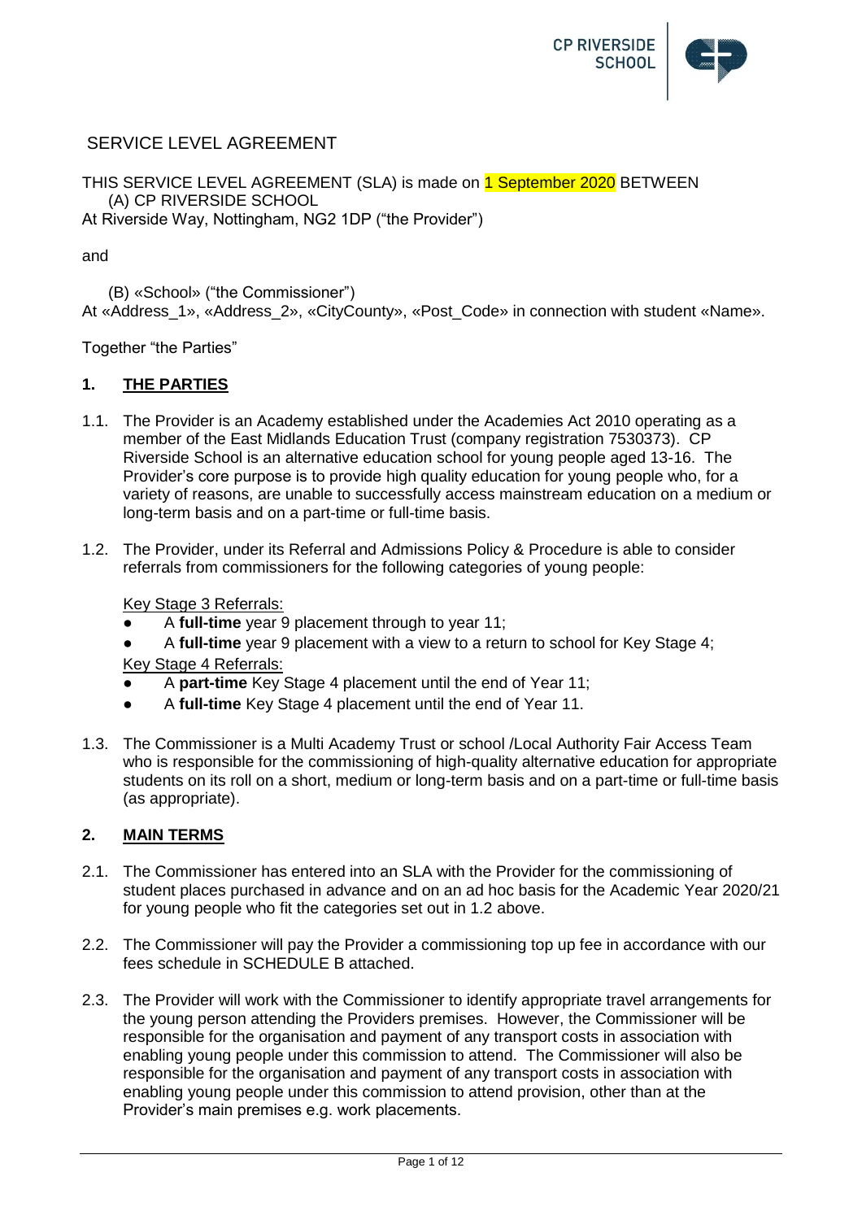# SERVICE LEVEL AGREEMENT

THIS SERVICE LEVEL AGREEMENT (SLA) is made on 1 September 2020 BETWEEN

(A) CP RIVERSIDE SCHOOL

At Riverside Way, Nottingham, NG2 1DP ("the Provider")

and

(B) «School» ("the Commissioner")

At «Address_1», «Address_2», «CityCounty», «Post_Code» in connection with student «Name».

Together "the Parties"

## 1. THE PARTIES

1.1. The Provider is an Academy established under the Academies Act 2010 operating as a member of the East Midlands Education Trust (company registration 7530373). CP Riverside School is an alternative education school for young people aged 13-16. The Provider's core purpose is to provide high quality education for young people who, for a variety of reasons, are unable to successfully access mainstream education on a medium or long-term basis and on a part-time or full-time basis.

1.2. The Provider, under its Referral and Admissions Policy & Procedure is able to consider referrals from commissioners for the following categories of young people:

Key Stage 3 Referrals:

- A **full-time** year 9 placement through to year 11;
- A **full-time** year 9 placement with a view to a return to school for Key Stage 4;

Key Stage 4 Referrals:

- A **part-time** Key Stage 4 placement until the end of Year 11;
- A **full-time** Key Stage 4 placement until the end of Year 11.

1.3. The Commissioner is a Multi Academy Trust or school /Local Authority Fair Access Team who is responsible for the commissioning of high-quality alternative education for appropriate students on its roll on a short, medium or long-term basis and on a part-time or full-time basis (as appropriate).

## 2. MAIN TERMS

2.1. The Commissioner has entered into an SLA with the Provider for the commissioning of student places purchased in advance and on an ad hoc basis for the Academic Year 2020/21 for young people who fit the categories set out in 1.2 above.

2.2. The Commissioner will pay the Provider a commissioning top up fee in accordance with our fees schedule in SCHEDULE B attached.

2.3. The Provider will work with the Commissioner to identify appropriate travel arrangements for the young person attending the Providers premises. However, the Commissioner will be responsible for the organisation and payment of any transport costs in association with enabling young people under this commission to attend. The Commissioner will also be responsible for the organisation and payment of any transport costs in association with enabling young people under this commission to attend provision, other than at the Provider's main premises e.g. work placements.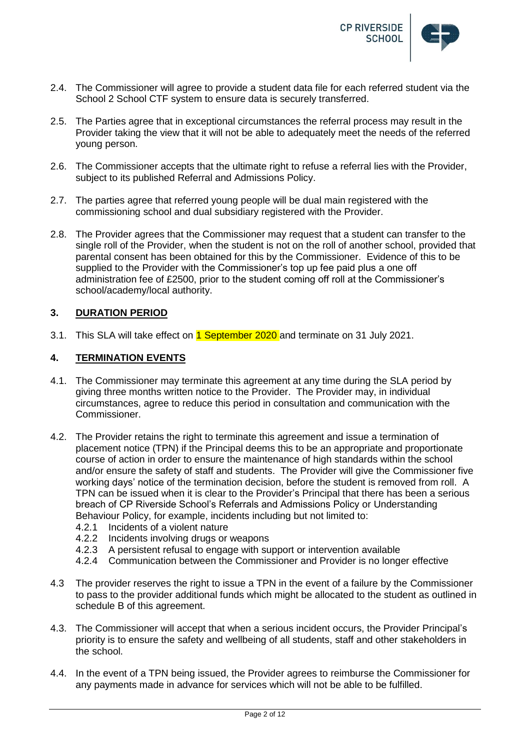2.4. The Commissioner will agree to provide a student data file for each referred student via the School 2 School CTF system to ensure data is securely transferred.

2.5. The Parties agree that in exceptional circumstances the referral process may result in the Provider taking the view that it will not be able to adequately meet the needs of the referred young person.

2.6. The Commissioner accepts that the ultimate right to refuse a referral lies with the Provider, subject to its published Referral and Admissions Policy.

2.7. The parties agree that referred young people will be dual main registered with the commissioning school and dual subsidiary registered with the Provider.

2.8. The Provider agrees that the Commissioner may request that a student can transfer to the single roll of the Provider, when the student is not on the roll of another school, provided that parental consent has been obtained for this by the Commissioner. Evidence of this to be supplied to the Provider with the Commissioner's top up fee paid plus a one off administration fee of £2500, prior to the student coming off roll at the Commissioner's school/academy/local authority.

## 3. DURATION PERIOD

3.1. This SLA will take effect on 1 September 2020 and terminate on 31 July 2021.

## 4. TERMINATION EVENTS

4.1. The Commissioner may terminate this agreement at any time during the SLA period by giving three months written notice to the Provider. The Provider may, in individual circumstances, agree to reduce this period in consultation and communication with the Commissioner.

4.2. The Provider retains the right to terminate this agreement and issue a termination of placement notice (TPN) if the Principal deems this to be an appropriate and proportionate course of action in order to ensure the maintenance of high standards within the school and/or ensure the safety of staff and students. The Provider will give the Commissioner five working days' notice of the termination decision, before the student is removed from roll. A TPN can be issued when it is clear to the Provider's Principal that there has been a serious breach of CP Riverside School's Referrals and Admissions Policy or Understanding Behaviour Policy, for example, incidents including but not limited to:

4.2.1 Incidents of a violent nature

4.2.2 Incidents involving drugs or weapons

4.2.3 A persistent refusal to engage with support or intervention available

4.2.4 Communication between the Commissioner and Provider is no longer effective

4.3 The provider reserves the right to issue a TPN in the event of a failure by the Commissioner to pass to the provider additional funds which might be allocated to the student as outlined in schedule B of this agreement.

4.3. The Commissioner will accept that when a serious incident occurs, the Provider Principal's priority is to ensure the safety and wellbeing of all students, staff and other stakeholders in the school.

4.4. In the event of a TPN being issued, the Provider agrees to reimburse the Commissioner for any payments made in advance for services which will not be able to be fulfilled.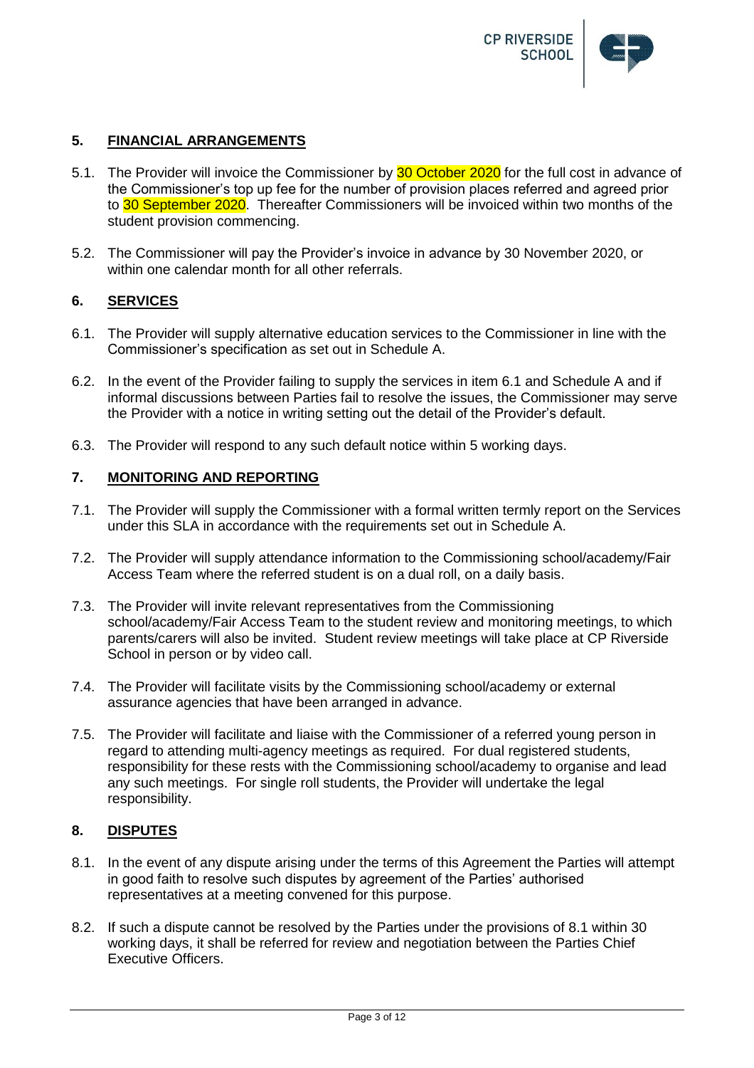## 5. FINANCIAL ARRANGEMENTS

5.1. The Provider will invoice the Commissioner by 30 October 2020 for the full cost in advance of the Commissioner's top up fee for the number of provision places referred and agreed prior to 30 September 2020. Thereafter Commissioners will be invoiced within two months of the student provision commencing.

5.2. The Commissioner will pay the Provider's invoice in advance by 30 November 2020, or within one calendar month for all other referrals.

## 6. SERVICES

6.1. The Provider will supply alternative education services to the Commissioner in line with the Commissioner's specification as set out in Schedule A.

6.2. In the event of the Provider failing to supply the services in item 6.1 and Schedule A and if informal discussions between Parties fail to resolve the issues, the Commissioner may serve the Provider with a notice in writing setting out the detail of the Provider's default.

6.3. The Provider will respond to any such default notice within 5 working days.

## 7. MONITORING AND REPORTING

7.1. The Provider will supply the Commissioner with a formal written termly report on the Services under this SLA in accordance with the requirements set out in Schedule A.

7.2. The Provider will supply attendance information to the Commissioning school/academy/Fair Access Team where the referred student is on a dual roll, on a daily basis.

7.3. The Provider will invite relevant representatives from the Commissioning school/academy/Fair Access Team to the student review and monitoring meetings, to which parents/carers will also be invited. Student review meetings will take place at CP Riverside School in person or by video call.

7.4. The Provider will facilitate visits by the Commissioning school/academy or external assurance agencies that have been arranged in advance.

7.5. The Provider will facilitate and liaise with the Commissioner of a referred young person in regard to attending multi-agency meetings as required. For dual registered students, responsibility for these rests with the Commissioning school/academy to organise and lead any such meetings. For single roll students, the Provider will undertake the legal responsibility.

## 8. DISPUTES

8.1. In the event of any dispute arising under the terms of this Agreement the Parties will attempt in good faith to resolve such disputes by agreement of the Parties' authorised representatives at a meeting convened for this purpose.

8.2. If such a dispute cannot be resolved by the Parties under the provisions of 8.1 within 30 working days, it shall be referred for review and negotiation between the Parties Chief Executive Officers.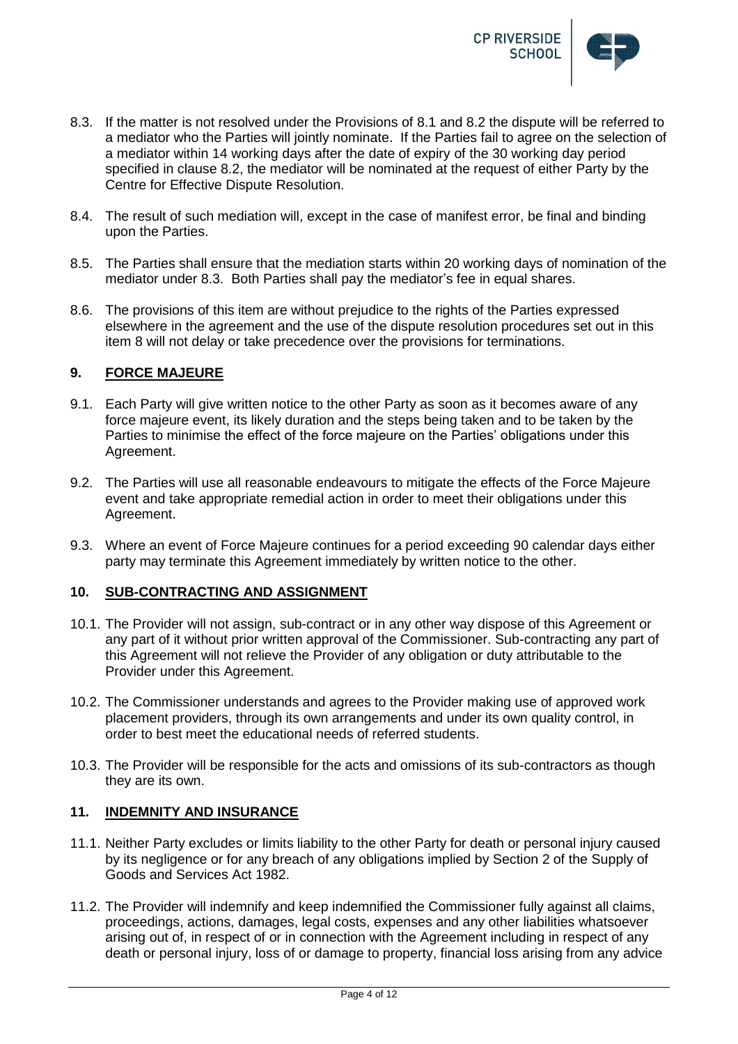8.3. If the matter is not resolved under the Provisions of 8.1 and 8.2 the dispute will be referred to a mediator who the Parties will jointly nominate. If the Parties fail to agree on the selection of a mediator within 14 working days after the date of expiry of the 30 working day period specified in clause 8.2, the mediator will be nominated at the request of either Party by the Centre for Effective Dispute Resolution.

8.4. The result of such mediation will, except in the case of manifest error, be final and binding upon the Parties.

8.5. The Parties shall ensure that the mediation starts within 20 working days of nomination of the mediator under 8.3. Both Parties shall pay the mediator's fee in equal shares.

8.6. The provisions of this item are without prejudice to the rights of the Parties expressed elsewhere in the agreement and the use of the dispute resolution procedures set out in this item 8 will not delay or take precedence over the provisions for terminations.

## 9. FORCE MAJEURE

9.1. Each Party will give written notice to the other Party as soon as it becomes aware of any force majeure event, its likely duration and the steps being taken and to be taken by the Parties to minimise the effect of the force majeure on the Parties' obligations under this Agreement.

9.2. The Parties will use all reasonable endeavours to mitigate the effects of the Force Majeure event and take appropriate remedial action in order to meet their obligations under this Agreement.

9.3. Where an event of Force Majeure continues for a period exceeding 90 calendar days either party may terminate this Agreement immediately by written notice to the other.

## 10. SUB-CONTRACTING AND ASSIGNMENT

10.1. The Provider will not assign, sub-contract or in any other way dispose of this Agreement or any part of it without prior written approval of the Commissioner. Sub-contracting any part of this Agreement will not relieve the Provider of any obligation or duty attributable to the Provider under this Agreement.

10.2. The Commissioner understands and agrees to the Provider making use of approved work placement providers, through its own arrangements and under its own quality control, in order to best meet the educational needs of referred students.

10.3. The Provider will be responsible for the acts and omissions of its sub-contractors as though they are its own.

## 11. INDEMNITY AND INSURANCE

11.1. Neither Party excludes or limits liability to the other Party for death or personal injury caused by its negligence or for any breach of any obligations implied by Section 2 of the Supply of Goods and Services Act 1982.

11.2. The Provider will indemnify and keep indemnified the Commissioner fully against all claims, proceedings, actions, damages, legal costs, expenses and any other liabilities whatsoever arising out of, in respect of or in connection with the Agreement including in respect of any death or personal injury, loss of or damage to property, financial loss arising from any advice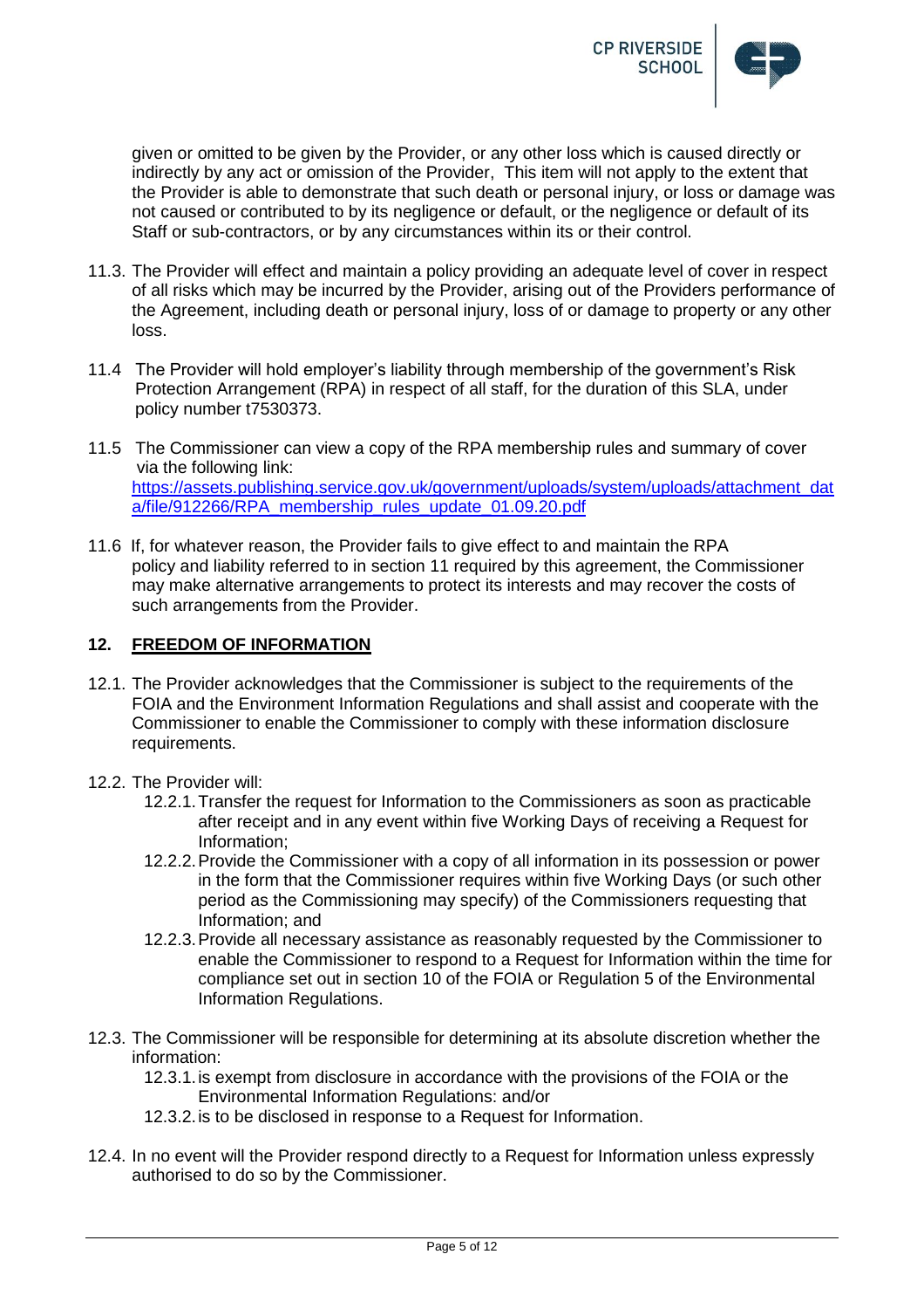given or omitted to be given by the Provider, or any other loss which is caused directly or indirectly by any act or omission of the Provider, This item will not apply to the extent that the Provider is able to demonstrate that such death or personal injury, or loss or damage was not caused or contributed to by its negligence or default, or the negligence or default of its Staff or sub-contractors, or by any circumstances within its or their control.

11.3. The Provider will effect and maintain a policy providing an adequate level of cover in respect of all risks which may be incurred by the Provider, arising out of the Providers performance of the Agreement, including death or personal injury, loss of or damage to property or any other loss.

11.4 The Provider will hold employer's liability through membership of the government's Risk Protection Arrangement (RPA) in respect of all staff, for the duration of this SLA, under policy number t7530373.

11.5 The Commissioner can view a copy of the RPA membership rules and summary of cover via the following link: [https://assets.publishing.service.gov.uk/government/uploads/system/uploads/attachment_data/file/912266/RPA_membership_rules_update_01.09.20.pdf](https://assets.publishing.service.gov.uk/government/uploads/system/uploads/attachment_data/file/912266/RPA_membership_rules_update_01.09.20.pdf)

11.6 If, for whatever reason, the Provider fails to give effect to and maintain the RPA policy and liability referred to in section 11 required by this agreement, the Commissioner may make alternative arrangements to protect its interests and may recover the costs of such arrangements from the Provider.

## 12. FREEDOM OF INFORMATION

12.1. The Provider acknowledges that the Commissioner is subject to the requirements of the FOIA and the Environment Information Regulations and shall assist and cooperate with the Commissioner to enable the Commissioner to comply with these information disclosure requirements.

12.2. The Provider will:

- 12.2.1. Transfer the request for Information to the Commissioners as soon as practicable after receipt and in any event within five Working Days of receiving a Request for Information;
- 12.2.2. Provide the Commissioner with a copy of all information in its possession or power in the form that the Commissioner requires within five Working Days (or such other period as the Commissioning may specify) of the Commissioners requesting that Information; and
- 12.2.3. Provide all necessary assistance as reasonably requested by the Commissioner to enable the Commissioner to respond to a Request for Information within the time for compliance set out in section 10 of the FOIA or Regulation 5 of the Environmental Information Regulations.

12.3. The Commissioner will be responsible for determining at its absolute discretion whether the information:

- 12.3.1. is exempt from disclosure in accordance with the provisions of the FOIA or the Environmental Information Regulations: and/or
- 12.3.2. is to be disclosed in response to a Request for Information.

12.4. In no event will the Provider respond directly to a Request for Information unless expressly authorised to do so by the Commissioner.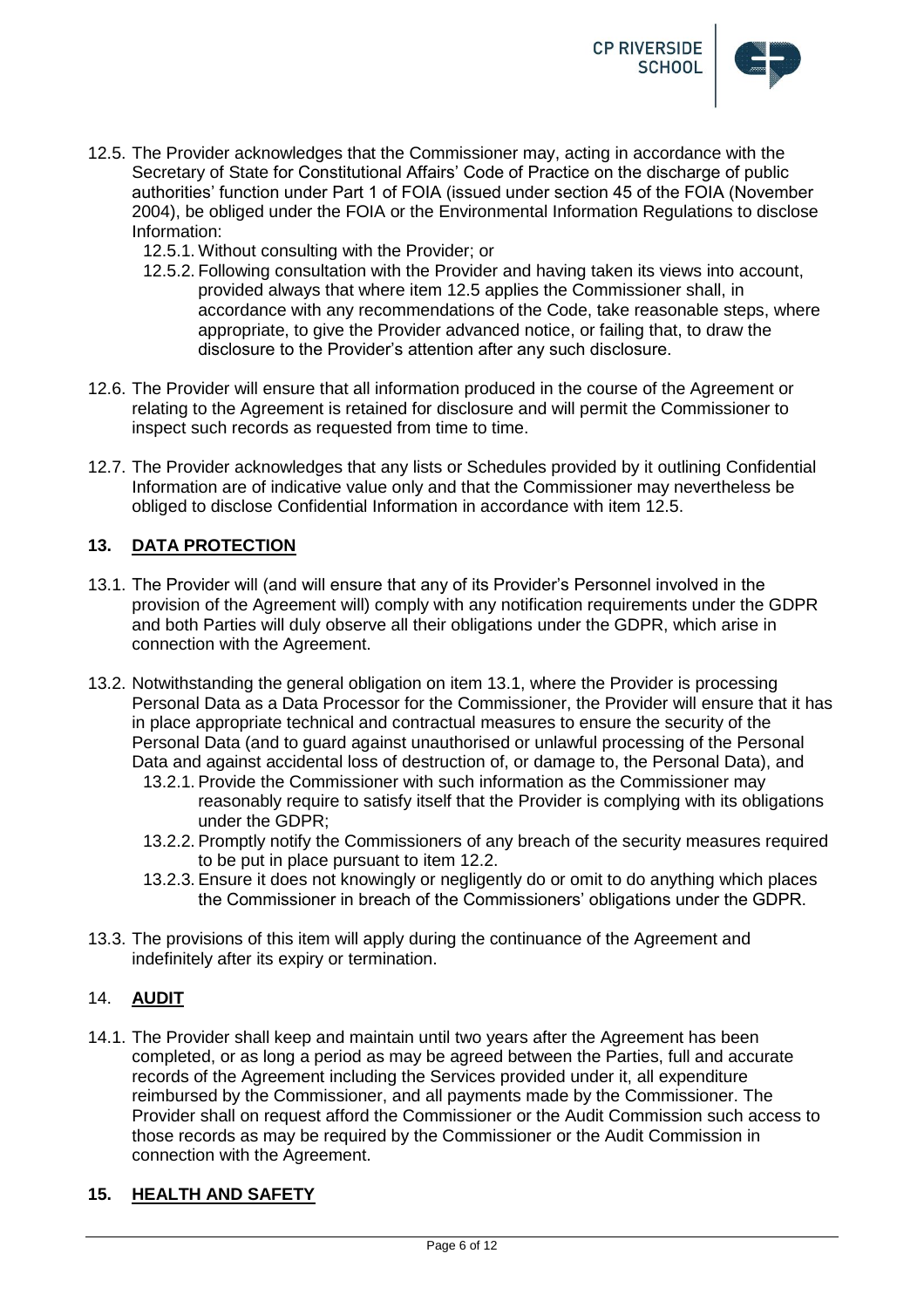12.5. The Provider acknowledges that the Commissioner may, acting in accordance with the Secretary of State for Constitutional Affairs' Code of Practice on the discharge of public authorities' function under Part 1 of FOIA (issued under section 45 of the FOIA (November 2004), be obliged under the FOIA or the Environmental Information Regulations to disclose Information:

- 12.5.1. Without consulting with the Provider; or
- 12.5.2. Following consultation with the Provider and having taken its views into account, provided always that where item 12.5 applies the Commissioner shall, in accordance with any recommendations of the Code, take reasonable steps, where appropriate, to give the Provider advanced notice, or failing that, to draw the disclosure to the Provider's attention after any such disclosure.

12.6. The Provider will ensure that all information produced in the course of the Agreement or relating to the Agreement is retained for disclosure and will permit the Commissioner to inspect such records as requested from time to time.

12.7. The Provider acknowledges that any lists or Schedules provided by it outlining Confidential Information are of indicative value only and that the Commissioner may nevertheless be obliged to disclose Confidential Information in accordance with item 12.5.

## 13. DATA PROTECTION

13.1. The Provider will (and will ensure that any of its Provider's Personnel involved in the provision of the Agreement will) comply with any notification requirements under the GDPR and both Parties will duly observe all their obligations under the GDPR, which arise in connection with the Agreement.

13.2. Notwithstanding the general obligation on item 13.1, where the Provider is processing Personal Data as a Data Processor for the Commissioner, the Provider will ensure that it has in place appropriate technical and contractual measures to ensure the security of the Personal Data (and to guard against unauthorised or unlawful processing of the Personal Data and against accidental loss of destruction of, or damage to, the Personal Data), and

- 13.2.1. Provide the Commissioner with such information as the Commissioner may reasonably require to satisfy itself that the Provider is complying with its obligations under the GDPR;
- 13.2.2. Promptly notify the Commissioners of any breach of the security measures required to be put in place pursuant to item 12.2.
- 13.2.3. Ensure it does not knowingly or negligently do or omit to do anything which places the Commissioner in breach of the Commissioners' obligations under the GDPR.

13.3. The provisions of this item will apply during the continuance of the Agreement and indefinitely after its expiry or termination.

## 14. AUDIT

14.1. The Provider shall keep and maintain until two years after the Agreement has been completed, or as long a period as may be agreed between the Parties, full and accurate records of the Agreement including the Services provided under it, all expenditure reimbursed by the Commissioner, and all payments made by the Commissioner. The Provider shall on request afford the Commissioner or the Audit Commission such access to those records as may be required by the Commissioner or the Audit Commission in connection with the Agreement.

## 15. HEALTH AND SAFETY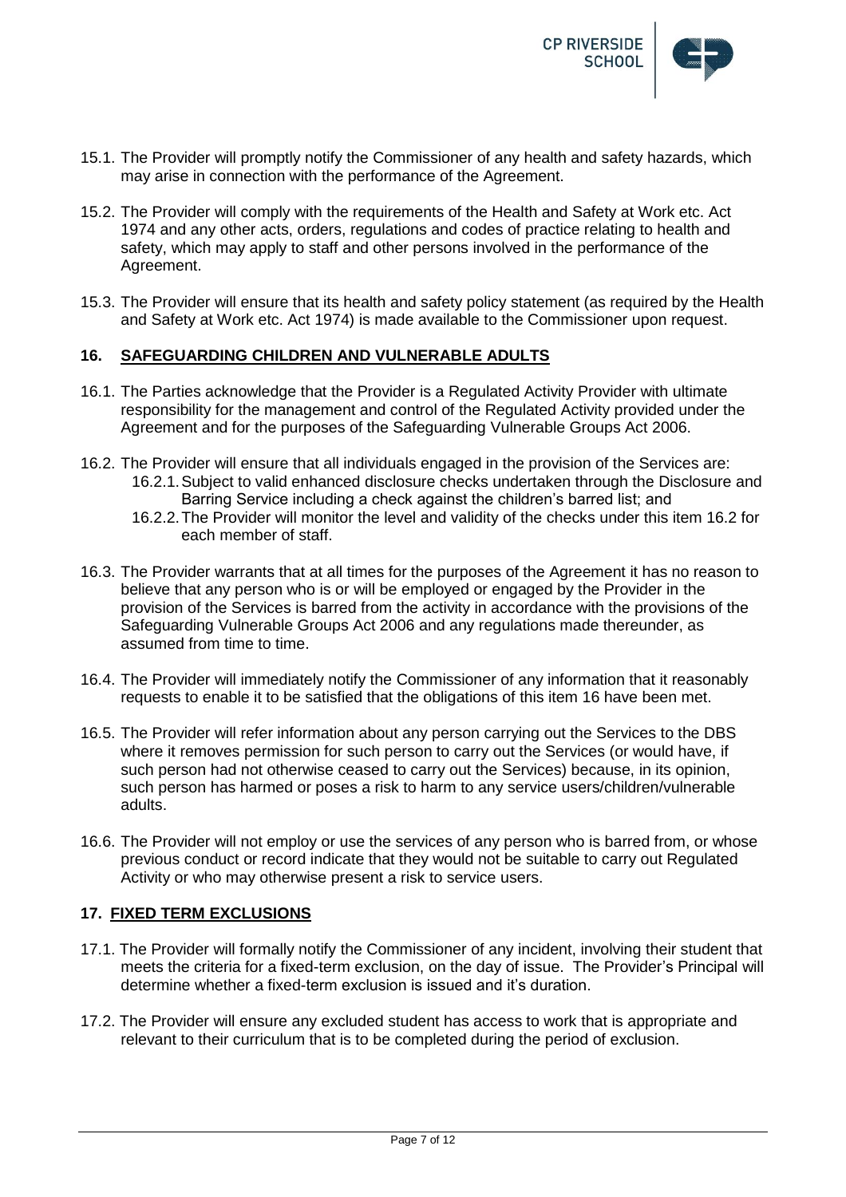15.1. The Provider will promptly notify the Commissioner of any health and safety hazards, which may arise in connection with the performance of the Agreement.

15.2. The Provider will comply with the requirements of the Health and Safety at Work etc. Act 1974 and any other acts, orders, regulations and codes of practice relating to health and safety, which may apply to staff and other persons involved in the performance of the Agreement.

15.3. The Provider will ensure that its health and safety policy statement (as required by the Health and Safety at Work etc. Act 1974) is made available to the Commissioner upon request.

## 16. SAFEGUARDING CHILDREN AND VULNERABLE ADULTS

16.1. The Parties acknowledge that the Provider is a Regulated Activity Provider with ultimate responsibility for the management and control of the Regulated Activity provided under the Agreement and for the purposes of the Safeguarding Vulnerable Groups Act 2006.

16.2. The Provider will ensure that all individuals engaged in the provision of the Services are:

- 16.2.1. Subject to valid enhanced disclosure checks undertaken through the Disclosure and Barring Service including a check against the children's barred list; and
- 16.2.2. The Provider will monitor the level and validity of the checks under this item 16.2 for each member of staff.

16.3. The Provider warrants that at all times for the purposes of the Agreement it has no reason to believe that any person who is or will be employed or engaged by the Provider in the provision of the Services is barred from the activity in accordance with the provisions of the Safeguarding Vulnerable Groups Act 2006 and any regulations made thereunder, as assumed from time to time.

16.4. The Provider will immediately notify the Commissioner of any information that it reasonably requests to enable it to be satisfied that the obligations of this item 16 have been met.

16.5. The Provider will refer information about any person carrying out the Services to the DBS where it removes permission for such person to carry out the Services (or would have, if such person had not otherwise ceased to carry out the Services) because, in its opinion, such person has harmed or poses a risk to harm to any service users/children/vulnerable adults.

16.6. The Provider will not employ or use the services of any person who is barred from, or whose previous conduct or record indicate that they would not be suitable to carry out Regulated Activity or who may otherwise present a risk to service users.

## 17. FIXED TERM EXCLUSIONS

17.1. The Provider will formally notify the Commissioner of any incident, involving their student that meets the criteria for a fixed-term exclusion, on the day of issue. The Provider's Principal will determine whether a fixed-term exclusion is issued and it's duration.

17.2. The Provider will ensure any excluded student has access to work that is appropriate and relevant to their curriculum that is to be completed during the period of exclusion.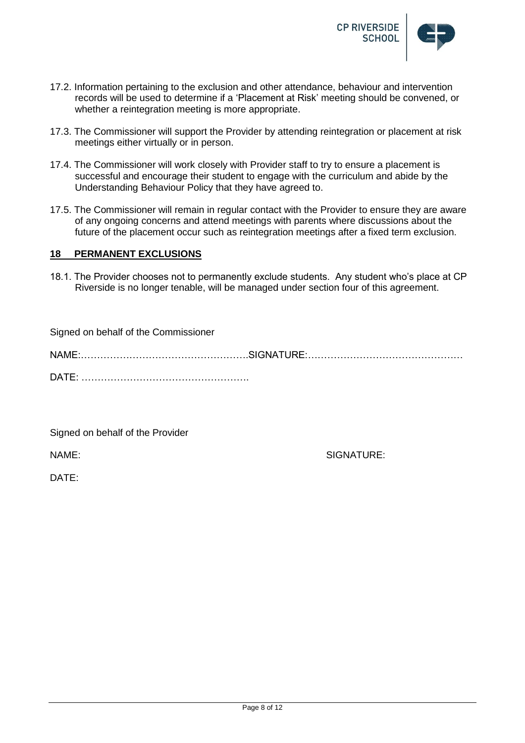17.2. Information pertaining to the exclusion and other attendance, behaviour and intervention records will be used to determine if a 'Placement at Risk' meeting should be convened, or whether a reintegration meeting is more appropriate.

17.3. The Commissioner will support the Provider by attending reintegration or placement at risk meetings either virtually or in person.

17.4. The Commissioner will work closely with Provider staff to try to ensure a placement is successful and encourage their student to engage with the curriculum and abide by the Understanding Behaviour Policy that they have agreed to.

17.5. The Commissioner will remain in regular contact with the Provider to ensure they are aware of any ongoing concerns and attend meetings with parents where discussions about the future of the placement occur such as reintegration meetings after a fixed term exclusion.

## 18 PERMANENT EXCLUSIONS

18.1. The Provider chooses not to permanently exclude students. Any student who's place at CP Riverside is no longer tenable, will be managed under section four of this agreement.

Signed on behalf of the Commissioner

NAME:…………………………………………….SIGNATURE:………………………………………

DATE: …………………………………………….

Signed on behalf of the Provider

NAME: SIGNATURE:

DATE: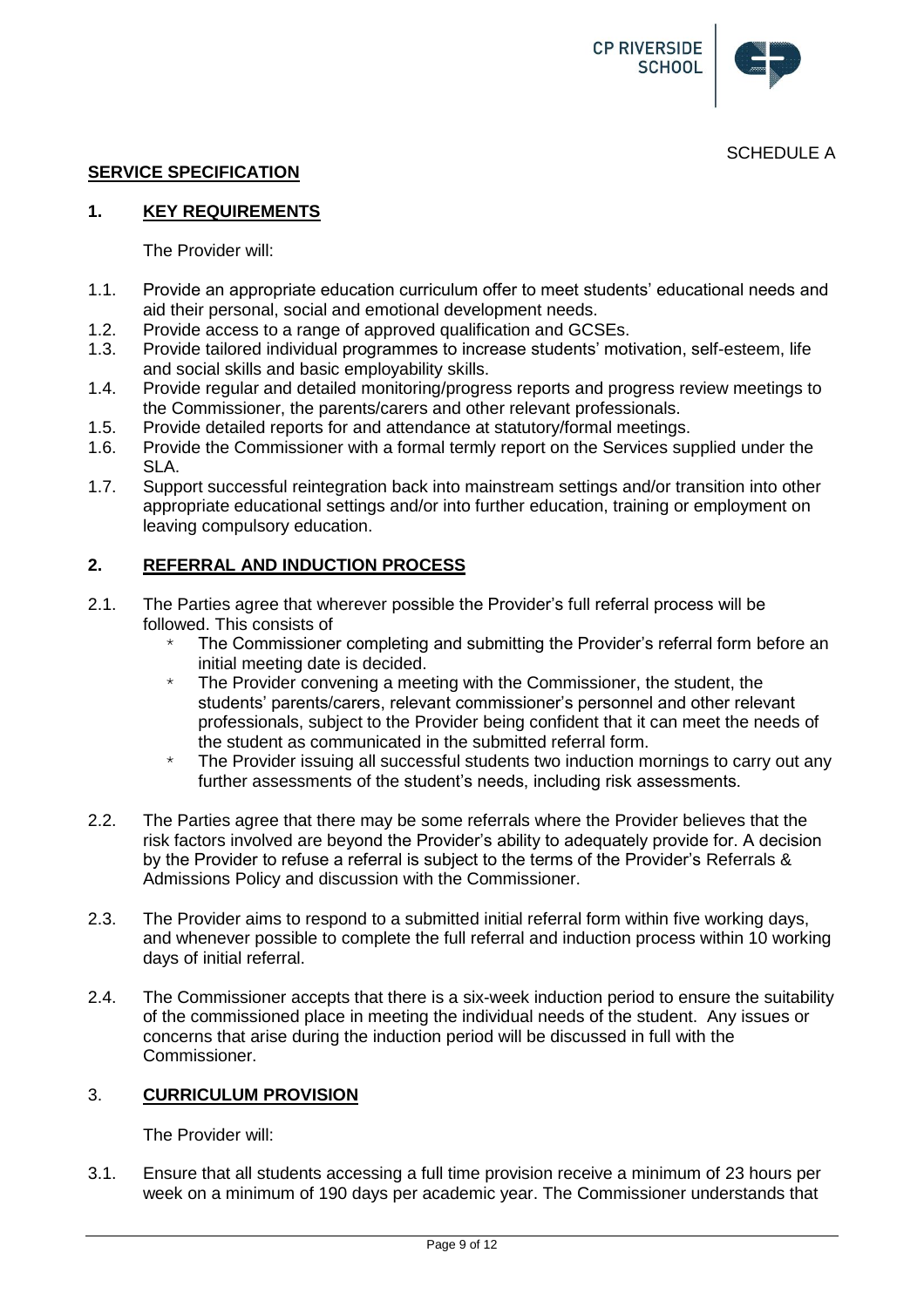SCHEDULE A

## SERVICE SPECIFICATION

### 1. KEY REQUIREMENTS

The Provider will:

1.1. Provide an appropriate education curriculum offer to meet students' educational needs and aid their personal, social and emotional development needs.

1.2. Provide access to a range of approved qualification and GCSEs.

1.3. Provide tailored individual programmes to increase students' motivation, self-esteem, life and social skills and basic employability skills.

1.4. Provide regular and detailed monitoring/progress reports and progress review meetings to the Commissioner, the parents/carers and other relevant professionals.

1.5. Provide detailed reports for and attendance at statutory/formal meetings.

1.6. Provide the Commissioner with a formal termly report on the Services supplied under the SLA.

1.7. Support successful reintegration back into mainstream settings and/or transition into other appropriate educational settings and/or into further education, training or employment on leaving compulsory education.

### 2. REFERRAL AND INDUCTION PROCESS

2.1. The Parties agree that wherever possible the Provider's full referral process will be followed. This consists of

- The Commissioner completing and submitting the Provider's referral form before an initial meeting date is decided.
- The Provider convening a meeting with the Commissioner, the student, the students' parents/carers, relevant commissioner's personnel and other relevant professionals, subject to the Provider being confident that it can meet the needs of the student as communicated in the submitted referral form.
- The Provider issuing all successful students two induction mornings to carry out any further assessments of the student's needs, including risk assessments.

2.2. The Parties agree that there may be some referrals where the Provider believes that the risk factors involved are beyond the Provider's ability to adequately provide for. A decision by the Provider to refuse a referral is subject to the terms of the Provider's Referrals & Admissions Policy and discussion with the Commissioner.

2.3. The Provider aims to respond to a submitted initial referral form within five working days, and whenever possible to complete the full referral and induction process within 10 working days of initial referral.

2.4. The Commissioner accepts that there is a six-week induction period to ensure the suitability of the commissioned place in meeting the individual needs of the student. Any issues or concerns that arise during the induction period will be discussed in full with the Commissioner.

### 3. CURRICULUM PROVISION

The Provider will:

3.1. Ensure that all students accessing a full time provision receive a minimum of 23 hours per week on a minimum of 190 days per academic year. The Commissioner understands that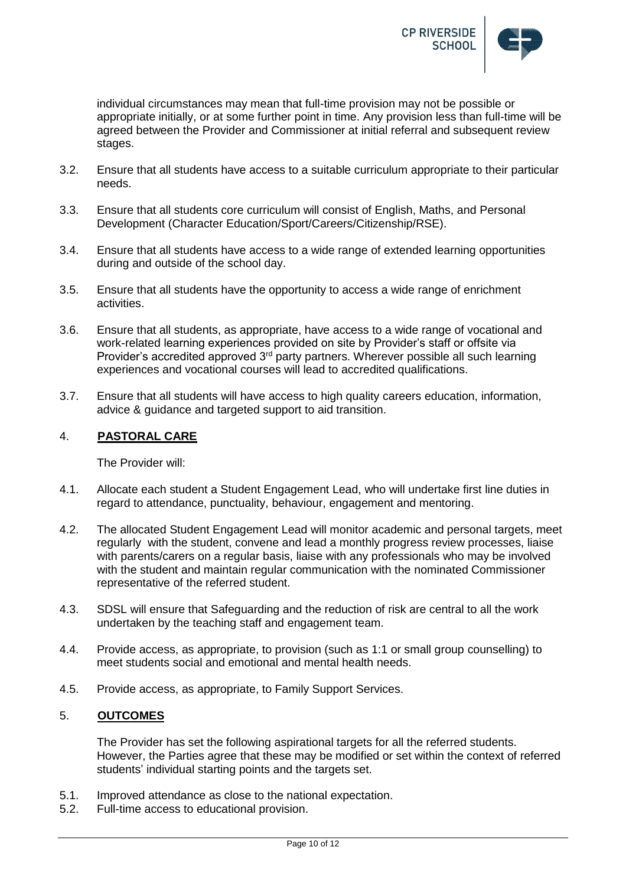individual circumstances may mean that full-time provision may not be possible or appropriate initially, or at some further point in time. Any provision less than full-time will be agreed between the Provider and Commissioner at initial referral and subsequent review stages.

3.2. Ensure that all students have access to a suitable curriculum appropriate to their particular needs.

3.3. Ensure that all students core curriculum will consist of English, Maths, and Personal Development (Character Education/Sport/Careers/Citizenship/RSE).

3.4. Ensure that all students have access to a wide range of extended learning opportunities during and outside of the school day.

3.5. Ensure that all students have the opportunity to access a wide range of enrichment activities.

3.6. Ensure that all students, as appropriate, have access to a wide range of vocational and work-related learning experiences provided on site by Provider's staff or offsite via Provider's accredited approved 3rd party partners. Wherever possible all such learning experiences and vocational courses will lead to accredited qualifications.

3.7. Ensure that all students will have access to high quality careers education, information, advice & guidance and targeted support to aid transition.

## 4. **PASTORAL CARE**

The Provider will:

4.1. Allocate each student a Student Engagement Lead, who will undertake first line duties in regard to attendance, punctuality, behaviour, engagement and mentoring.

4.2. The allocated Student Engagement Lead will monitor academic and personal targets, meet regularly with the student, convene and lead a monthly progress review processes, liaise with parents/carers on a regular basis, liaise with any professionals who may be involved with the student and maintain regular communication with the nominated Commissioner representative of the referred student.

4.3. SDSL will ensure that Safeguarding and the reduction of risk are central to all the work undertaken by the teaching staff and engagement team.

4.4. Provide access, as appropriate, to provision (such as 1:1 or small group counselling) to meet students social and emotional and mental health needs.

4.5. Provide access, as appropriate, to Family Support Services.

## 5. **OUTCOMES**

The Provider has set the following aspirational targets for all the referred students. However, the Parties agree that these may be modified or set within the context of referred students' individual starting points and the targets set.

5.1. Improved attendance as close to the national expectation.

5.2. Full-time access to educational provision.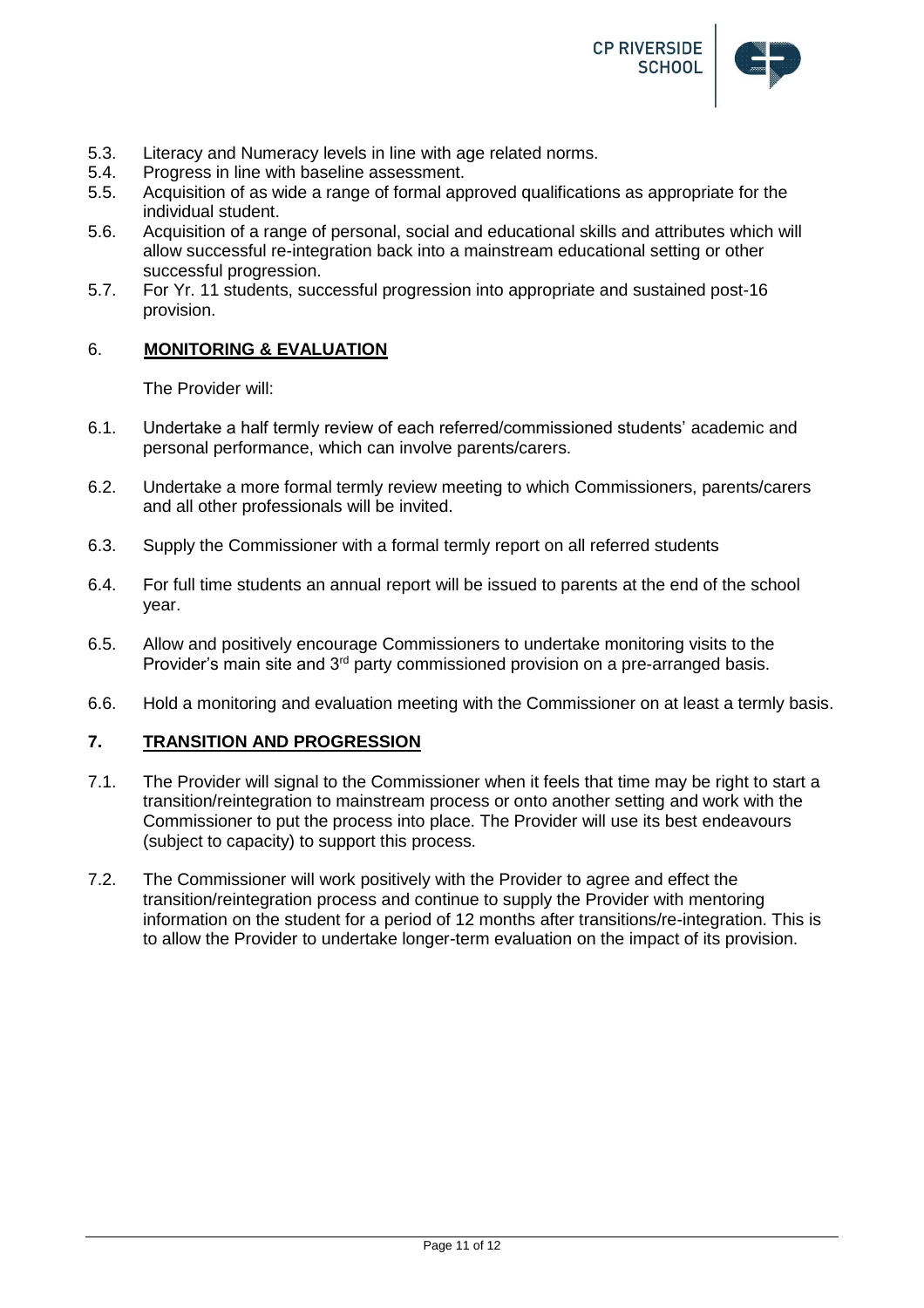5.3. Literacy and Numeracy levels in line with age related norms.

5.4. Progress in line with baseline assessment.

5.5. Acquisition of as wide a range of formal approved qualifications as appropriate for the individual student.

5.6. Acquisition of a range of personal, social and educational skills and attributes which will allow successful re-integration back into a mainstream educational setting or other successful progression.

5.7. For Yr. 11 students, successful progression into appropriate and sustained post-16 provision.

## 6. **MONITORING & EVALUATION**

The Provider will:

6.1. Undertake a half termly review of each referred/commissioned students' academic and personal performance, which can involve parents/carers.

6.2. Undertake a more formal termly review meeting to which Commissioners, parents/carers and all other professionals will be invited.

6.3. Supply the Commissioner with a formal termly report on all referred students

6.4. For full time students an annual report will be issued to parents at the end of the school year.

6.5. Allow and positively encourage Commissioners to undertake monitoring visits to the Provider's main site and 3rd party commissioned provision on a pre-arranged basis.

6.6. Hold a monitoring and evaluation meeting with the Commissioner on at least a termly basis.

## 7. **TRANSITION AND PROGRESSION**

7.1. The Provider will signal to the Commissioner when it feels that time may be right to start a transition/reintegration to mainstream process or onto another setting and work with the Commissioner to put the process into place. The Provider will use its best endeavours (subject to capacity) to support this process.

7.2. The Commissioner will work positively with the Provider to agree and effect the transition/reintegration process and continue to supply the Provider with mentoring information on the student for a period of 12 months after transitions/re-integration. This is to allow the Provider to undertake longer-term evaluation on the impact of its provision.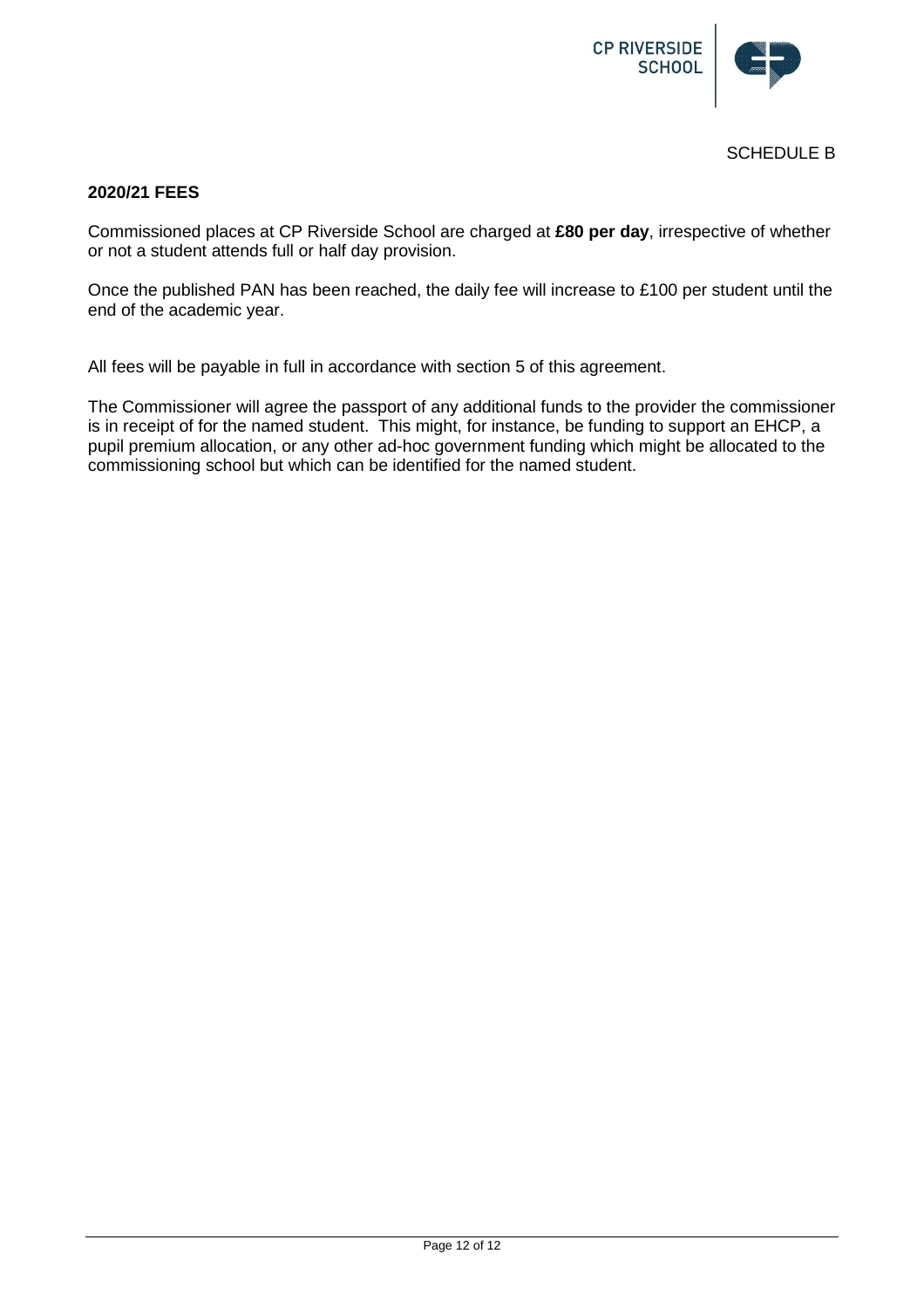SCHEDULE B

**2020/21 FEES**

Commissioned places at CP Riverside School are charged at **£80 per day**, irrespective of whether or not a student attends full or half day provision.

Once the published PAN has been reached, the daily fee will increase to £100 per student until the end of the academic year.

All fees will be payable in full in accordance with section 5 of this agreement.

The Commissioner will agree the passport of any additional funds to the provider the commissioner is in receipt of for the named student. This might, for instance, be funding to support an EHCP, a pupil premium allocation, or any other ad-hoc government funding which might be allocated to the commissioning school but which can be identified for the named student.